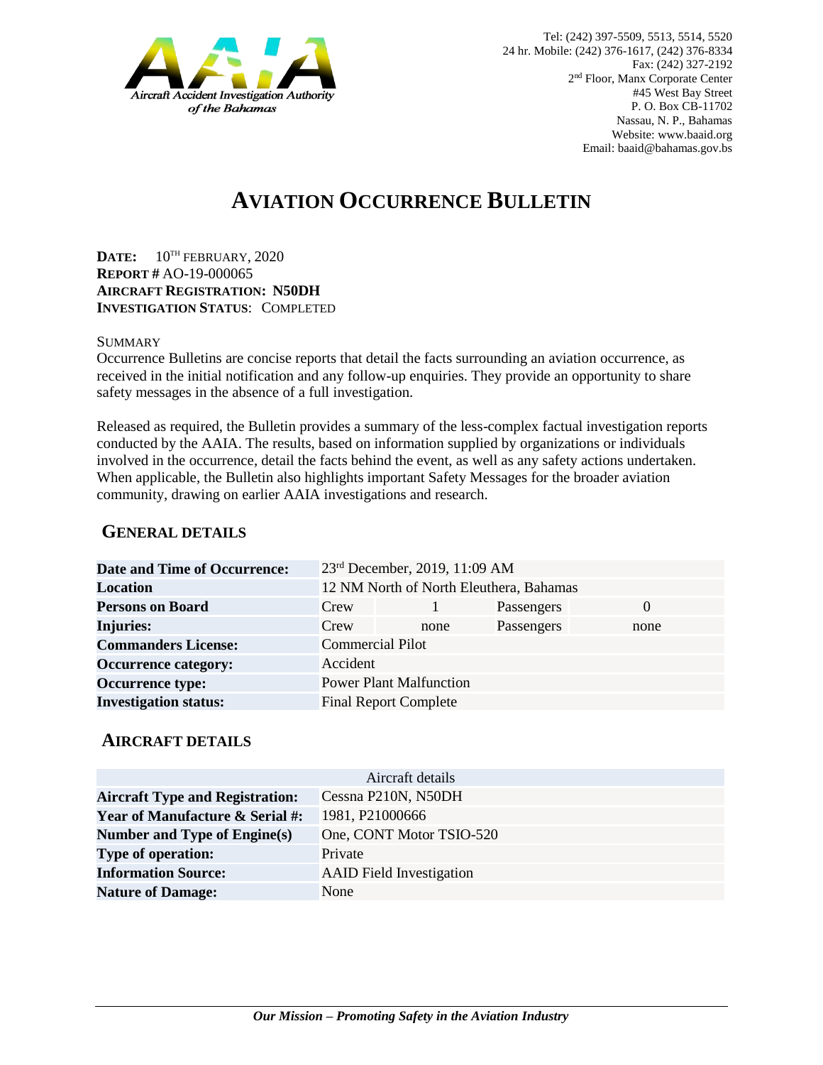Tel: (242) 397-5509, 5513, 5514, 5520
24 hr. Mobile: (242) 376-1617, (242) 376-8334
Fax: (242) 327-2192
2nd Floor, Manx Corporate Center
#45 West Bay Street
P. O. Box CB-11702
Nassau, N. P., Bahamas
Website: www.baaid.org
Email: baaid@bahamas.gov.bs

# AVIATION OCCURRENCE BULLETIN

**DATE:** 10TH FEBRUARY, 2020
**REPORT #** AO-19-000065
**AIRCRAFT REGISTRATION: N50DH**
**INVESTIGATION STATUS**: COMPLETED

SUMMARY
Occurrence Bulletins are concise reports that detail the facts surrounding an aviation occurrence, as received in the initial notification and any follow-up enquiries. They provide an opportunity to share safety messages in the absence of a full investigation.

Released as required, the Bulletin provides a summary of the less-complex factual investigation reports conducted by the AAIA. The results, based on information supplied by organizations or individuals involved in the occurrence, detail the facts behind the event, as well as any safety actions undertaken. When applicable, the Bulletin also highlights important Safety Messages for the broader aviation community, drawing on earlier AAIA investigations and research.

## GENERAL DETAILS

| | | | | |
|---|---|---|---|---|
| **Date and Time of Occurrence:** | 23rd December, 2019, 11:09 AM | | | |
| **Location** | 12 NM North of North Eleuthera, Bahamas | | | |
| **Persons on Board** | Crew | 1 | Passengers | 0 |
| **Injuries:** | Crew | none | Passengers | none |
| **Commanders License:** | Commercial Pilot | | | |
| **Occurrence category:** | Accident | | | |
| **Occurrence type:** | Power Plant Malfunction | | | |
| **Investigation status:** | Final Report Complete | | | |

## AIRCRAFT DETAILS

| Aircraft details | |
|---|---|
| **Aircraft Type and Registration:** | Cessna P210N, N50DH |
| **Year of Manufacture & Serial #:** | 1981, P21000666 |
| **Number and Type of Engine(s)** | One, CONT Motor TSIO-520 |
| **Type of operation:** | Private |
| **Information Source:** | AAID Field Investigation |
| **Nature of Damage:** | None |

***Our Mission – Promoting Safety in the Aviation Industry***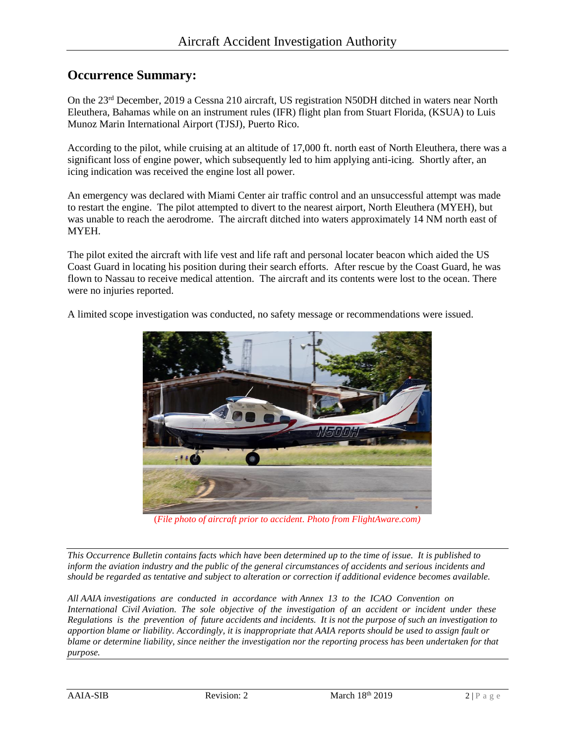## Occurrence Summary:

On the 23rd December, 2019 a Cessna 210 aircraft, US registration N50DH ditched in waters near North Eleuthera, Bahamas while on an instrument rules (IFR) flight plan from Stuart Florida, (KSUA) to Luis Munoz Marin International Airport (TJSJ), Puerto Rico.

According to the pilot, while cruising at an altitude of 17,000 ft. north east of North Eleuthera, there was a significant loss of engine power, which subsequently led to him applying anti-icing. Shortly after, an icing indication was received the engine lost all power.

An emergency was declared with Miami Center air traffic control and an unsuccessful attempt was made to restart the engine. The pilot attempted to divert to the nearest airport, North Eleuthera (MYEH), but was unable to reach the aerodrome. The aircraft ditched into waters approximately 14 NM north east of MYEH.

The pilot exited the aircraft with life vest and life raft and personal locater beacon which aided the US Coast Guard in locating his position during their search efforts. After rescue by the Coast Guard, he was flown to Nassau to receive medical attention. The aircraft and its contents were lost to the ocean. There were no injuries reported.

A limited scope investigation was conducted, no safety message or recommendations were issued.

(*File photo of aircraft prior to accident. Photo from FlightAware.com*)

*This Occurrence Bulletin contains facts which have been determined up to the time of issue. It is published to inform the aviation industry and the public of the general circumstances of accidents and serious incidents and should be regarded as tentative and subject to alteration or correction if additional evidence becomes available.*

*All AAIA investigations are conducted in accordance with Annex 13 to the ICAO Convention on International Civil Aviation. The sole objective of the investigation of an accident or incident under these Regulations is the prevention of future accidents and incidents. It is not the purpose of such an investigation to apportion blame or liability. Accordingly, it is inappropriate that AAIA reports should be used to assign fault or blame or determine liability, since neither the investigation nor the reporting process has been undertaken for that purpose.*